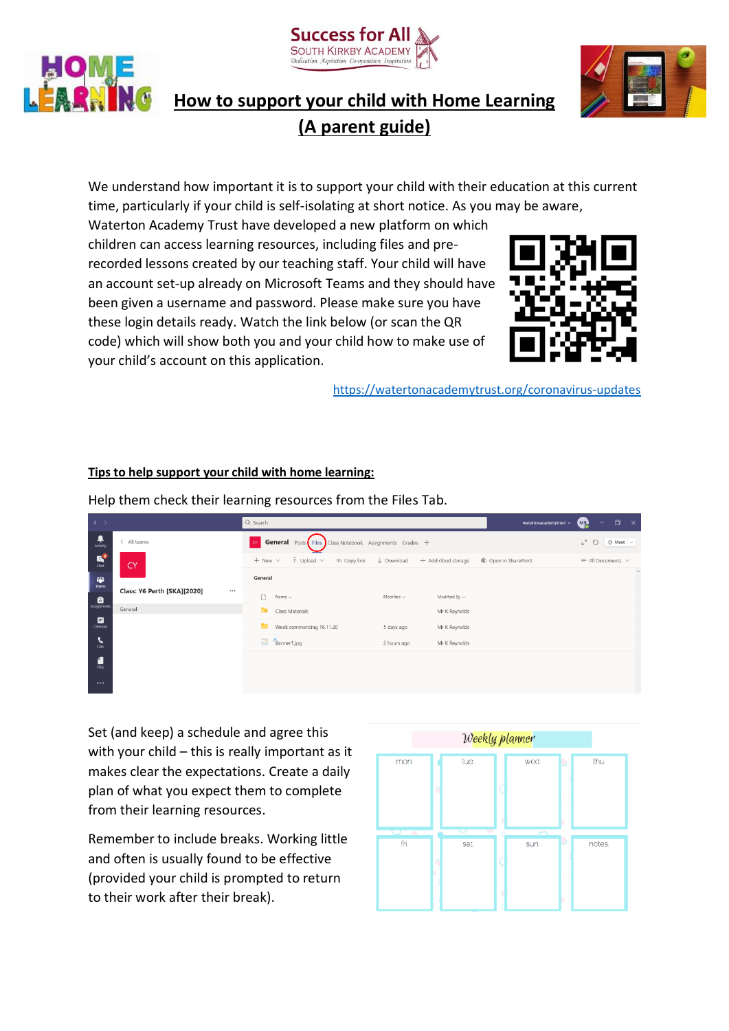Success for All
South Kirkby Academy
Dedication Aspiration Co-operation Inspiration

# How to support your child with Home Learning (A parent guide)

We understand how important it is to support your child with their education at this current time, particularly if your child is self-isolating at short notice. As you may be aware, Waterton Academy Trust have developed a new platform on which children can access learning resources, including files and pre-recorded lessons created by our teaching staff. Your child will have an account set-up already on Microsoft Teams and they should have been given a username and password. Please make sure you have these login details ready. Watch the link below (or scan the QR code) which will show both you and your child how to make use of your child's account on this application.

https://watertonacademytrust.org/coronavirus-updates

## Tips to help support your child with home learning:

Help them check their learning resources from the Files Tab.

Set (and keep) a schedule and agree this with your child – this is really important as it makes clear the expectations. Create a daily plan of what you expect them to complete from their learning resources.

Remember to include breaks. Working little and often is usually found to be effective (provided your child is prompted to return to their work after their break).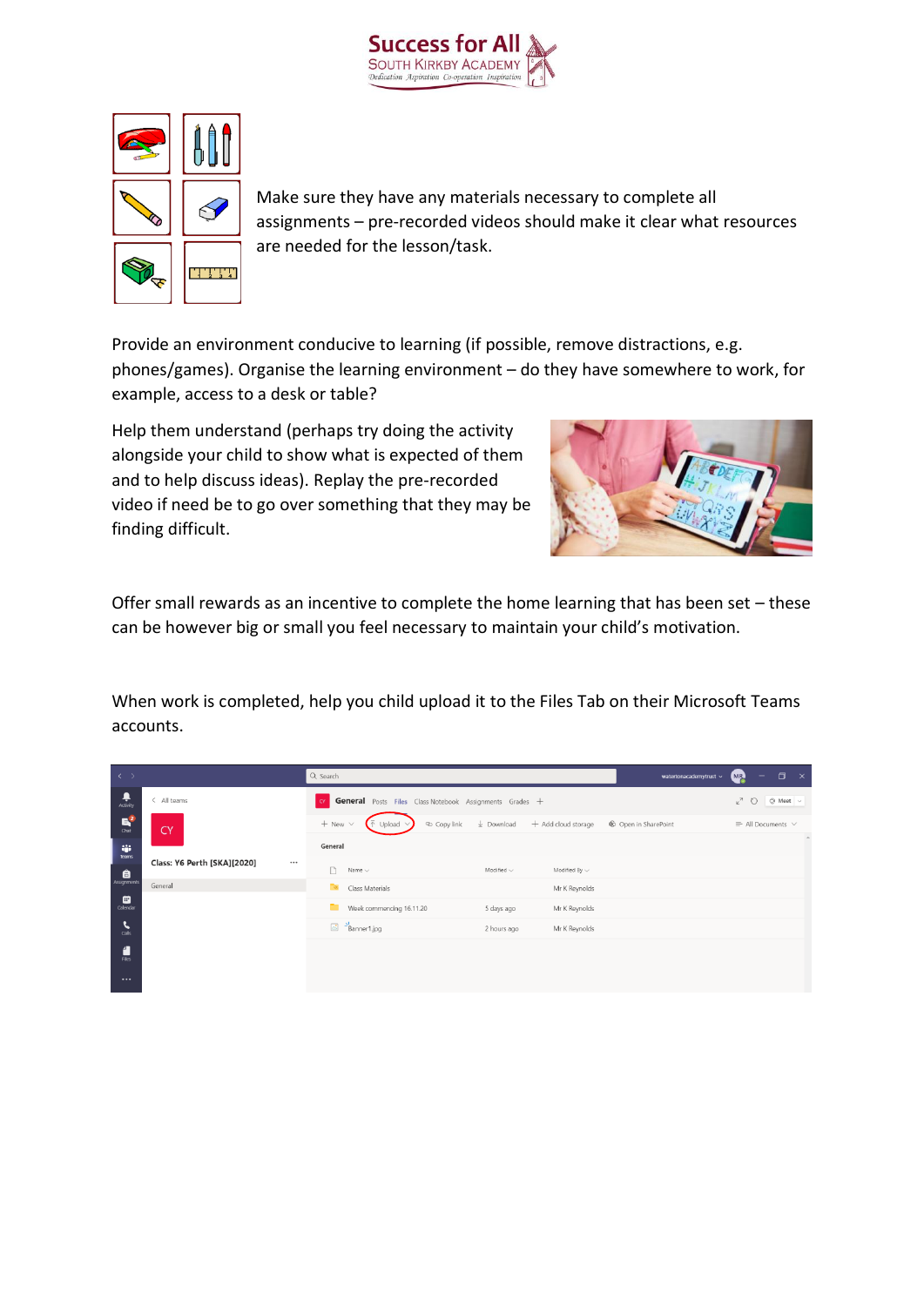Make sure they have any materials necessary to complete all assignments – pre-recorded videos should make it clear what resources are needed for the lesson/task.

Provide an environment conducive to learning (if possible, remove distractions, e.g. phones/games). Organise the learning environment – do they have somewhere to work, for example, access to a desk or table?

Help them understand (perhaps try doing the activity alongside your child to show what is expected of them and to help discuss ideas). Replay the pre-recorded video if need be to go over something that they may be finding difficult.

Offer small rewards as an incentive to complete the home learning that has been set – these can be however big or small you feel necessary to maintain your child's motivation.

When work is completed, help you child upload it to the Files Tab on their Microsoft Teams accounts.